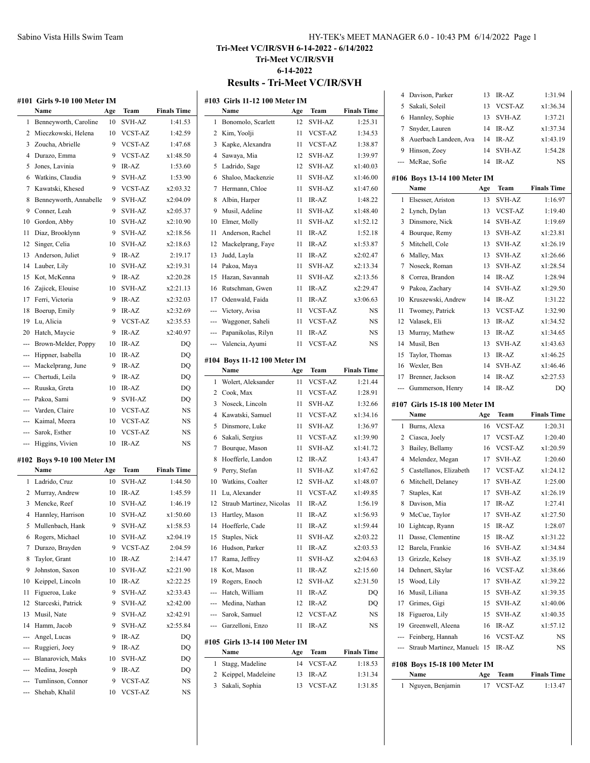**Tri-Meet VC/IR/SVH 6-14-2022 - 6/14/2022**

**Tri-Meet VC/IR/SVH**

**6-14-2022**

## Results - Tri-Meet VC/IR/SVH

### #101 Girls 9-10 100 Meter IM

| | Name | Age | Team | Finals Time |
|---|---|---|---|---|
| 1 | Benneyworth, Caroline | 10 | SVH-AZ | 1:41.53 |
| 2 | Mieczkowski, Helena | 10 | VCST-AZ | 1:42.59 |
| 3 | Zoucha, Abrielle | 9 | VCST-AZ | 1:47.68 |
| 4 | Durazo, Emma | 9 | VCST-AZ | x1:48.50 |
| 5 | Jones, Lavinia | 9 | IR-AZ | 1:53.60 |
| 6 | Watkins, Claudia | 9 | SVH-AZ | 1:53.90 |
| 7 | Kawatski, Khesed | 9 | VCST-AZ | x2:03.32 |
| 8 | Benneyworth, Annabelle | 9 | SVH-AZ | x2:04.09 |
| 9 | Conner, Leah | 9 | SVH-AZ | x2:05.37 |
| 10 | Gordon, Abby | 10 | SVH-AZ | x2:10.90 |
| 11 | Diaz, Brooklynn | 9 | SVH-AZ | x2:18.56 |
| 12 | Singer, Celia | 10 | SVH-AZ | x2:18.63 |
| 13 | Anderson, Juliet | 9 | IR-AZ | 2:19.17 |
| 14 | Lauber, Lily | 10 | SVH-AZ | x2:19.31 |
| 15 | Kot, McKenna | 9 | IR-AZ | x2:20.28 |
| 16 | Zajicek, Elouise | 10 | SVH-AZ | x2:21.13 |
| 17 | Ferri, Victoria | 9 | IR-AZ | x2:32.03 |
| 18 | Boerup, Emily | 9 | IR-AZ | x2:32.69 |
| 19 | Lu, Alicia | 9 | VCST-AZ | x2:35.53 |
| 20 | Hatch, Maycie | 9 | IR-AZ | x2:40.97 |
| --- | Brown-Melder, Poppy | 10 | IR-AZ | DQ |
| --- | Hippner, Isabella | 10 | IR-AZ | DQ |
| --- | Mackelprang, June | 9 | IR-AZ | DQ |
| --- | Chertudi, Leila | 9 | IR-AZ | DQ |
| --- | Ruuska, Greta | 10 | IR-AZ | DQ |
| --- | Pakoa, Sami | 9 | SVH-AZ | DQ |
| --- | Varden, Claire | 10 | VCST-AZ | NS |
| --- | Kaimal, Meera | 10 | VCST-AZ | NS |
| --- | Sarok, Esther | 10 | VCST-AZ | NS |
| --- | Higgins, Vivien | 10 | IR-AZ | NS |

### #102 Boys 9-10 100 Meter IM

| | Name | Age | Team | Finals Time |
|---|---|---|---|---|
| 1 | Ladrido, Cruz | 10 | SVH-AZ | 1:44.50 |
| 2 | Murray, Andrew | 10 | IR-AZ | 1:45.59 |
| 3 | Mencke, Reef | 10 | SVH-AZ | 1:46.19 |
| 4 | Hannley, Harrison | 10 | SVH-AZ | x1:50.60 |
| 5 | Mullenbach, Hank | 9 | SVH-AZ | x1:58.53 |
| 6 | Rogers, Michael | 10 | SVH-AZ | x2:04.19 |
| 7 | Durazo, Brayden | 9 | VCST-AZ | 2:04.59 |
| 8 | Taylor, Grant | 10 | IR-AZ | 2:14.47 |
| 9 | Johnston, Saxon | 10 | SVH-AZ | x2:21.90 |
| 10 | Keippel, Lincoln | 10 | IR-AZ | x2:22.25 |
| 11 | Figueroa, Luke | 9 | SVH-AZ | x2:33.43 |
| 12 | Starceski, Patrick | 9 | SVH-AZ | x2:42.00 |
| 13 | Musil, Nate | 9 | SVH-AZ | x2:42.91 |
| 14 | Hamm, Jacob | 9 | SVH-AZ | x2:55.84 |
| --- | Angel, Lucas | 9 | IR-AZ | DQ |
| --- | Ruggieri, Joey | 9 | IR-AZ | DQ |
| --- | Blanarovich, Maks | 10 | SVH-AZ | DQ |
| --- | Medina, Joseph | 9 | IR-AZ | DQ |
| --- | Tumlinson, Connor | 9 | VCST-AZ | NS |
| --- | Shehab, Khalil | 10 | VCST-AZ | NS |

### #103 Girls 11-12 100 Meter IM

| | Name | Age | Team | Finals Time |
|---|---|---|---|---|
| 1 | Bonomolo, Scarlett | 12 | SVH-AZ | 1:25.31 |
| 2 | Kim, Yoolji | 11 | VCST-AZ | 1:34.53 |
| 3 | Kapke, Alexandra | 11 | VCST-AZ | 1:38.87 |
| 4 | Sawaya, Mia | 12 | SVH-AZ | 1:39.97 |
| 5 | Ladrido, Sage | 12 | SVH-AZ | x1:40.03 |
| 6 | Shaloo, Mackenzie | 11 | SVH-AZ | x1:46.00 |
| 7 | Hermann, Chloe | 11 | SVH-AZ | x1:47.60 |
| 8 | Albin, Harper | 11 | IR-AZ | 1:48.22 |
| 9 | Musil, Adeline | 11 | SVH-AZ | x1:48.40 |
| 10 | Elmer, Molly | 11 | SVH-AZ | x1:52.12 |
| 11 | Anderson, Rachel | 11 | IR-AZ | 1:52.18 |
| 12 | Mackelprang, Faye | 11 | IR-AZ | x1:53.87 |
| 13 | Judd, Layla | 11 | IR-AZ | x2:02.47 |
| 14 | Pakoa, Maya | 11 | SVH-AZ | x2:13.34 |
| 15 | Hazan, Savannah | 11 | SVH-AZ | x2:13.56 |
| 16 | Rutschman, Gwen | 11 | IR-AZ | x2:29.47 |
| 17 | Odenwald, Faida | 11 | IR-AZ | x3:06.63 |
| --- | Victory, Avisa | 11 | VCST-AZ | NS |
| --- | Waggoner, Saheli | 11 | VCST-AZ | NS |
| --- | Papanikolas, Rilyn | 11 | IR-AZ | NS |
| --- | Valencia, Ayumi | 11 | VCST-AZ | NS |

### #104 Boys 11-12 100 Meter IM

| | Name | Age | Team | Finals Time |
|---|---|---|---|---|
| 1 | Wolert, Aleksander | 11 | VCST-AZ | 1:21.44 |
| 2 | Cook, Max | 11 | VCST-AZ | 1:28.91 |
| 3 | Noseck, Lincoln | 11 | SVH-AZ | 1:32.66 |
| 4 | Kawatski, Samuel | 11 | VCST-AZ | x1:34.16 |
| 5 | Dinsmore, Luke | 11 | SVH-AZ | 1:36.97 |
| 6 | Sakali, Sergius | 11 | VCST-AZ | x1:39.90 |
| 7 | Bourque, Mason | 11 | SVH-AZ | x1:41.72 |
| 8 | Hoefferle, Landon | 12 | IR-AZ | 1:43.47 |
| 9 | Perry, Stefan | 11 | SVH-AZ | x1:47.62 |
| 10 | Watkins, Coalter | 12 | SVH-AZ | x1:48.07 |
| 11 | Lu, Alexander | 11 | VCST-AZ | x1:49.85 |
| 12 | Straub Martinez, Nicolas | 11 | IR-AZ | 1:56.19 |
| 13 | Hartley, Mason | 11 | IR-AZ | x1:56.93 |
| 14 | Hoefferle, Cade | 11 | IR-AZ | x1:59.44 |
| 15 | Staples, Nick | 11 | SVH-AZ | x2:03.22 |
| 16 | Hudson, Parker | 11 | IR-AZ | x2:03.53 |
| 17 | Rama, Jeffrey | 11 | SVH-AZ | x2:04.63 |
| 18 | Kot, Mason | 11 | IR-AZ | x2:15.60 |
| 19 | Rogers, Enoch | 12 | SVH-AZ | x2:31.50 |
| --- | Hatch, William | 11 | IR-AZ | DQ |
| --- | Medina, Nathan | 12 | IR-AZ | DQ |
| --- | Sarok, Samuel | 12 | VCST-AZ | NS |
| --- | Garzelloni, Enzo | 11 | IR-AZ | NS |

### #105 Girls 13-14 100 Meter IM

| | Name | Age | Team | Finals Time |
|---|---|---|---|---|
| 1 | Stagg, Madeline | 14 | VCST-AZ | 1:18.53 |
| 2 | Keippel, Madeleine | 13 | IR-AZ | 1:31.34 |
| 3 | Sakali, Sophia | 13 | VCST-AZ | 1:31.85 |
| 4 | Davison, Parker | 13 | IR-AZ | 1:31.94 |
| 5 | Sakali, Soleil | 13 | VCST-AZ | x1:36.34 |
| 6 | Hannley, Sophie | 13 | SVH-AZ | 1:37.21 |
| 7 | Snyder, Lauren | 14 | IR-AZ | x1:37.34 |
| 8 | Auerbach Landeen, Ava | 14 | IR-AZ | x1:43.19 |
| 9 | Hinson, Zoey | 14 | SVH-AZ | 1:54.28 |
| --- | McRae, Sofie | 14 | IR-AZ | NS |

### #106 Boys 13-14 100 Meter IM

| | Name | Age | Team | Finals Time |
|---|---|---|---|---|
| 1 | Elsesser, Ariston | 13 | SVH-AZ | 1:16.97 |
| 2 | Lynch, Dylan | 13 | VCST-AZ | 1:19.40 |
| 3 | Dinsmore, Nick | 14 | SVH-AZ | 1:19.69 |
| 4 | Bourque, Remy | 13 | SVH-AZ | x1:23.81 |
| 5 | Mitchell, Cole | 13 | SVH-AZ | x1:26.19 |
| 6 | Malley, Max | 13 | SVH-AZ | x1:26.66 |
| 7 | Noseck, Roman | 13 | SVH-AZ | x1:28.54 |
| 8 | Correa, Brandon | 14 | IR-AZ | 1:28.94 |
| 9 | Pakoa, Zachary | 14 | SVH-AZ | x1:29.50 |
| 10 | Kruszewski, Andrew | 14 | IR-AZ | 1:31.22 |
| 11 | Twomey, Patrick | 13 | VCST-AZ | 1:32.90 |
| 12 | Valasek, Eli | 13 | IR-AZ | x1:34.52 |
| 13 | Murray, Mathew | 13 | IR-AZ | x1:34.65 |
| 14 | Musil, Ben | 13 | SVH-AZ | x1:43.63 |
| 15 | Taylor, Thomas | 13 | IR-AZ | x1:46.25 |
| 16 | Wexler, Ben | 14 | SVH-AZ | x1:46.46 |
| 17 | Brenner, Jackson | 14 | IR-AZ | x2:27.53 |
| --- | Gummerson, Henry | 14 | IR-AZ | DQ |

### #107 Girls 15-18 100 Meter IM

| | Name | Age | Team | Finals Time |
|---|---|---|---|---|
| 1 | Burns, Alexa | 16 | VCST-AZ | 1:20.31 |
| 2 | Ciasca, Joely | 17 | VCST-AZ | 1:20.40 |
| 3 | Bailey, Bellamy | 16 | VCST-AZ | x1:20.59 |
| 4 | Melendez, Megan | 17 | SVH-AZ | 1:20.60 |
| 5 | Castellanos, Elizabeth | 17 | VCST-AZ | x1:24.12 |
| 6 | Mitchell, Delaney | 17 | SVH-AZ | 1:25.00 |
| 7 | Staples, Kat | 17 | SVH-AZ | x1:26.19 |
| 8 | Davison, Mia | 17 | IR-AZ | 1:27.41 |
| 9 | McCue, Taylor | 17 | SVH-AZ | x1:27.50 |
| 10 | Lightcap, Ryann | 15 | IR-AZ | 1:28.07 |
| 11 | Dasse, Clementine | 15 | IR-AZ | x1:31.22 |
| 12 | Barela, Frankie | 16 | SVH-AZ | x1:34.84 |
| 13 | Grizzle, Kelsey | 18 | SVH-AZ | x1:35.19 |
| 14 | Dehnert, Skylar | 16 | VCST-AZ | x1:38.66 |
| 15 | Wood, Lily | 17 | SVH-AZ | x1:39.22 |
| 16 | Musil, Liliana | 15 | SVH-AZ | x1:39.35 |
| 17 | Grimes, Gigi | 15 | SVH-AZ | x1:40.06 |
| 18 | Figueroa, Lily | 15 | SVH-AZ | x1:40.35 |
| 19 | Greenwell, Aleena | 16 | IR-AZ | x1:57.12 |
| --- | Feinberg, Hannah | 16 | VCST-AZ | NS |
| --- | Straub Martinez, Manuela | 15 | IR-AZ | NS |

### #108 Boys 15-18 100 Meter IM

| | Name | Age | Team | Finals Time |
|---|---|---|---|---|
| 1 | Nguyen, Benjamin | 17 | VCST-AZ | 1:13.47 |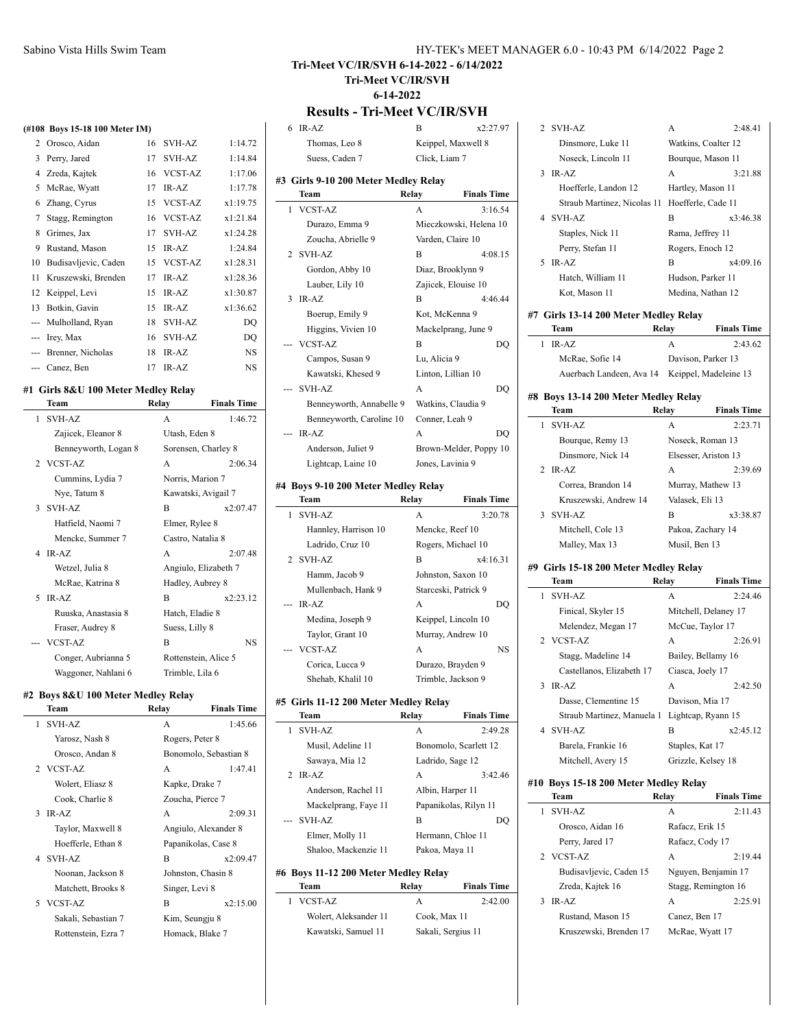## Tri-Meet VC/IR/SVH 6-14-2022 - 6/14/2022

## Tri-Meet VC/IR/SVH

## 6-14-2022

# Results - Tri-Meet VC/IR/SVH

### (#108 Boys 15-18 100 Meter IM)

| | Name | Age | Team | Finals Time |
|---|---|---|---|---|
| 2 | Orosco, Aidan | 16 | SVH-AZ | 1:14.72 |
| 3 | Perry, Jared | 17 | SVH-AZ | 1:14.84 |
| 4 | Zreda, Kajtek | 16 | VCST-AZ | 1:17.06 |
| 5 | McRae, Wyatt | 17 | IR-AZ | 1:17.78 |
| 6 | Zhang, Cyrus | 15 | VCST-AZ | x1:19.75 |
| 7 | Stagg, Remington | 16 | VCST-AZ | x1:21.84 |
| 8 | Grimes, Jax | 17 | SVH-AZ | x1:24.28 |
| 9 | Rustand, Mason | 15 | IR-AZ | 1:24.84 |
| 10 | Budisavljevic, Caden | 15 | VCST-AZ | x1:28.31 |
| 11 | Kruszewski, Brenden | 17 | IR-AZ | x1:28.36 |
| 12 | Keippel, Levi | 15 | IR-AZ | x1:30.87 |
| 13 | Botkin, Gavin | 15 | IR-AZ | x1:36.62 |
| --- | Mulholland, Ryan | 18 | SVH-AZ | DQ |
| --- | Irey, Max | 16 | SVH-AZ | DQ |
| --- | Brenner, Nicholas | 18 | IR-AZ | NS |
| --- | Canez, Ben | 17 | IR-AZ | NS |

### #1 Girls 8&U 100 Meter Medley Relay

| | Team | Relay | Finals Time |
|---|---|---|---|
| 1 | SVH-AZ | A | 1:46.72 |
| | Zajicek, Eleanor 8 | Utash, Eden 8 | |
| | Benneyworth, Logan 8 | Sorensen, Charley 8 | |
| 2 | VCST-AZ | A | 2:06.34 |
| | Cummins, Lydia 7 | Norris, Marion 7 | |
| | Nye, Tatum 8 | Kawatski, Avigail 7 | |
| 3 | SVH-AZ | B | x2:07.47 |
| | Hatfield, Naomi 7 | Elmer, Rylee 8 | |
| | Mencke, Summer 7 | Castro, Natalia 8 | |
| 4 | IR-AZ | A | 2:07.48 |
| | Wetzel, Julia 8 | Angiulo, Elizabeth 7 | |
| | McRae, Katrina 8 | Hadley, Aubrey 8 | |
| 5 | IR-AZ | B | x2:23.12 |
| | Ruuska, Anastasia 8 | Hatch, Eladie 8 | |
| | Fraser, Audrey 8 | Suess, Lilly 8 | |
| --- | VCST-AZ | B | NS |
| | Conger, Aubrianna 5 | Rottenstein, Alice 5 | |
| | Waggoner, Nahlani 6 | Trimble, Lila 6 | |

### #2 Boys 8&U 100 Meter Medley Relay

| | Team | Relay | Finals Time |
|---|---|---|---|
| 1 | SVH-AZ | A | 1:45.66 |
| | Yarosz, Nash 8 | Rogers, Peter 8 | |
| | Orosco, Andan 8 | Bonomolo, Sebastian 8 | |
| 2 | VCST-AZ | A | 1:47.41 |
| | Wolert, Eliasz 8 | Kapke, Drake 7 | |
| | Cook, Charlie 8 | Zoucha, Pierce 7 | |
| 3 | IR-AZ | A | 2:09.31 |
| | Taylor, Maxwell 8 | Angiulo, Alexander 8 | |
| | Hoefferle, Ethan 8 | Papanikolas, Case 8 | |
| 4 | SVH-AZ | B | x2:09.47 |
| | Noonan, Jackson 8 | Johnston, Chasin 8 | |
| | Matchett, Brooks 8 | Singer, Levi 8 | |
| 5 | VCST-AZ | B | x2:15.00 |
| | Sakali, Sebastian 7 | Kim, Seungju 8 | |
| | Rottenstein, Ezra 7 | Homack, Blake 7 | |
| 6 | IR-AZ | B | x2:27.97 |
| | Thomas, Leo 8 | Keippel, Maxwell 8 | |
| | Suess, Caden 7 | Click, Liam 7 | |

### #3 Girls 9-10 200 Meter Medley Relay

| | Team | Relay | Finals Time |
|---|---|---|---|
| 1 | VCST-AZ | A | 3:16.54 |
| | Durazo, Emma 9 | Mieczkowski, Helena 10 | |
| | Zoucha, Abrielle 9 | Varden, Claire 10 | |
| 2 | SVH-AZ | B | 4:08.15 |
| | Gordon, Abby 10 | Diaz, Brooklynn 9 | |
| | Lauber, Lily 10 | Zajicek, Elouise 10 | |
| 3 | IR-AZ | B | 4:46.44 |
| | Boerup, Emily 9 | Kot, McKenna 9 | |
| | Higgins, Vivien 10 | Mackelprang, June 9 | |
| --- | VCST-AZ | B | DQ |
| | Campos, Susan 9 | Lu, Alicia 9 | |
| | Kawatski, Khesed 9 | Linton, Lillian 10 | |
| --- | SVH-AZ | A | DQ |
| | Benneyworth, Annabelle 9 | Watkins, Claudia 9 | |
| | Benneyworth, Caroline 10 | Conner, Leah 9 | |
| --- | IR-AZ | A | DQ |
| | Anderson, Juliet 9 | Brown-Melder, Poppy 10 | |
| | Lightcap, Laine 10 | Jones, Lavinia 9 | |

### #4 Boys 9-10 200 Meter Medley Relay

| | Team | Relay | Finals Time |
|---|---|---|---|
| 1 | SVH-AZ | A | 3:20.78 |
| | Hannley, Harrison 10 | Mencke, Reef 10 | |
| | Ladrido, Cruz 10 | Rogers, Michael 10 | |
| 2 | SVH-AZ | B | x4:16.31 |
| | Hamm, Jacob 9 | Johnston, Saxon 10 | |
| | Mullenbach, Hank 9 | Starceski, Patrick 9 | |
| --- | IR-AZ | A | DQ |
| | Medina, Joseph 9 | Keippel, Lincoln 10 | |
| | Taylor, Grant 10 | Murray, Andrew 10 | |
| --- | VCST-AZ | A | NS |
| | Corica, Lucca 9 | Durazo, Brayden 9 | |
| | Shehab, Khalil 10 | Trimble, Jackson 9 | |

### #5 Girls 11-12 200 Meter Medley Relay

| | Team | Relay | Finals Time |
|---|---|---|---|
| 1 | SVH-AZ | A | 2:49.28 |
| | Musil, Adeline 11 | Bonomolo, Scarlett 12 | |
| | Sawaya, Mia 12 | Ladrido, Sage 12 | |
| 2 | IR-AZ | A | 3:42.46 |
| | Anderson, Rachel 11 | Albin, Harper 11 | |
| | Mackelprang, Faye 11 | Papanikolas, Rilyn 11 | |
| --- | SVH-AZ | B | DQ |
| | Elmer, Molly 11 | Hermann, Chloe 11 | |
| | Shaloo, Mackenzie 11 | Pakoa, Maya 11 | |

### #6 Boys 11-12 200 Meter Medley Relay

| | Team | Relay | Finals Time |
|---|---|---|---|
| 1 | VCST-AZ | A | 2:42.00 |
| | Wolert, Aleksander 11 | Cook, Max 11 | |
| | Kawatski, Samuel 11 | Sakali, Sergius 11 | |
| 2 | SVH-AZ | A | 2:48.41 |
| | Dinsmore, Luke 11 | Watkins, Coalter 12 | |
| | Noseck, Lincoln 11 | Bourque, Mason 11 | |
| 3 | IR-AZ | A | 3:21.88 |
| | Hoefferle, Landon 12 | Hartley, Mason 11 | |
| | Straub Martinez, Nicolas 11 | Hoefferle, Cade 11 | |
| 4 | SVH-AZ | B | x3:46.38 |
| | Staples, Nick 11 | Rama, Jeffrey 11 | |
| | Perry, Stefan 11 | Rogers, Enoch 12 | |
| 5 | IR-AZ | B | x4:09.16 |
| | Hatch, William 11 | Hudson, Parker 11 | |
| | Kot, Mason 11 | Medina, Nathan 12 | |

### #7 Girls 13-14 200 Meter Medley Relay

| | Team | Relay | Finals Time |
|---|---|---|---|
| 1 | IR-AZ | A | 2:43.62 |
| | McRae, Sofie 14 | Davison, Parker 13 | |
| | Auerbach Landeen, Ava 14 | Keippel, Madeleine 13 | |

### #8 Boys 13-14 200 Meter Medley Relay

| | Team | Relay | Finals Time |
|---|---|---|---|
| 1 | SVH-AZ | A | 2:23.71 |
| | Bourque, Remy 13 | Noseck, Roman 13 | |
| | Dinsmore, Nick 14 | Elsesser, Ariston 13 | |
| 2 | IR-AZ | A | 2:39.69 |
| | Correa, Brandon 14 | Murray, Mathew 13 | |
| | Kruszewski, Andrew 14 | Valasek, Eli 13 | |
| 3 | SVH-AZ | B | x3:38.87 |
| | Mitchell, Cole 13 | Pakoa, Zachary 14 | |
| | Malley, Max 13 | Musil, Ben 13 | |

### #9 Girls 15-18 200 Meter Medley Relay

| | Team | Relay | Finals Time |
|---|---|---|---|
| 1 | SVH-AZ | A | 2:24.46 |
| | Finical, Skyler 15 | Mitchell, Delaney 17 | |
| | Melendez, Megan 17 | McCue, Taylor 17 | |
| 2 | VCST-AZ | A | 2:26.91 |
| | Stagg, Madeline 14 | Bailey, Bellamy 16 | |
| | Castellanos, Elizabeth 17 | Ciasca, Joely 17 | |
| 3 | IR-AZ | A | 2:42.50 |
| | Dasse, Clementine 15 | Davison, Mia 17 | |
| | Straub Martinez, Manuela 1 | Lightcap, Ryann 15 | |
| 4 | SVH-AZ | B | x2:45.12 |
| | Barela, Frankie 16 | Staples, Kat 17 | |
| | Mitchell, Avery 15 | Grizzle, Kelsey 18 | |

### #10 Boys 15-18 200 Meter Medley Relay

| | Team | Relay | Finals Time |
|---|---|---|---|
| 1 | SVH-AZ | A | 2:11.43 |
| | Orosco, Aidan 16 | Rafacz, Erik 15 | |
| | Perry, Jared 17 | Rafacz, Cody 17 | |
| 2 | VCST-AZ | A | 2:19.44 |
| | Budisavljevic, Caden 15 | Nguyen, Benjamin 17 | |
| | Zreda, Kajtek 16 | Stagg, Remington 16 | |
| 3 | IR-AZ | A | 2:25.91 |
| | Rustand, Mason 15 | Canez, Ben 17 | |
| | Kruszewski, Brenden 17 | McRae, Wyatt 17 | |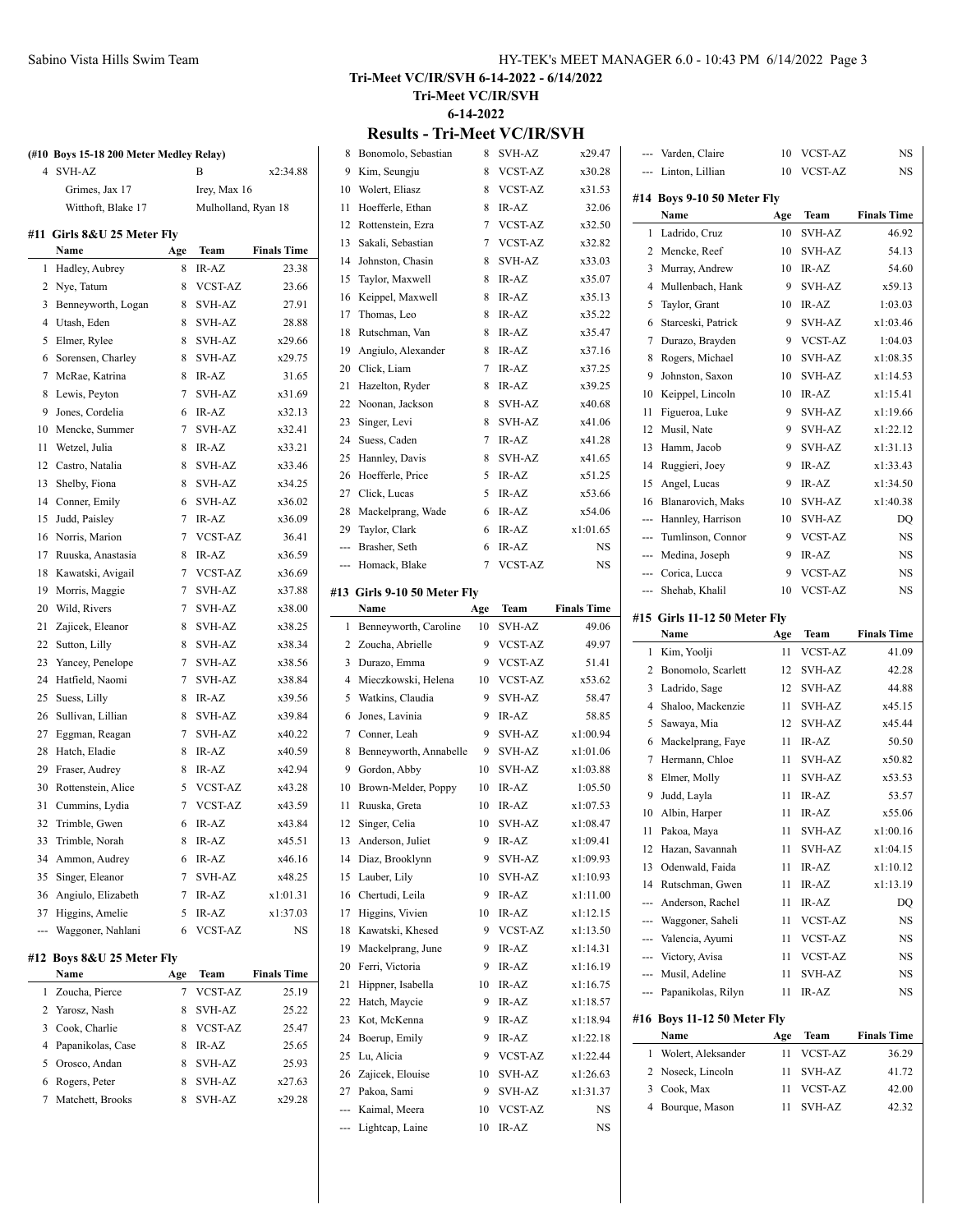## Tri-Meet VC/IR/SVH 6-14-2022 - 6/14/2022

## Tri-Meet VC/IR/SVH

## 6-14-2022

# Results - Tri-Meet VC/IR/SVH

### (#10 Boys 15-18 200 Meter Medley Relay)

| | Team | Relay | Finals Time |
|---|---|---|---|
| 4 | SVH-AZ | B | x2:34.88 |
| | Grimes, Jax 17 | Irey, Max 16 | |
| | Witthoft, Blake 17 | Mulholland, Ryan 18 | |

### #11 Girls 8&U 25 Meter Fly

| | Name | Age | Team | Finals Time |
|---|---|---|---|---|
| 1 | Hadley, Aubrey | 8 | IR-AZ | 23.38 |
| 2 | Nye, Tatum | 8 | VCST-AZ | 23.66 |
| 3 | Benneyworth, Logan | 8 | SVH-AZ | 27.91 |
| 4 | Utash, Eden | 8 | SVH-AZ | 28.88 |
| 5 | Elmer, Rylee | 8 | SVH-AZ | x29.66 |
| 6 | Sorensen, Charley | 8 | SVH-AZ | x29.75 |
| 7 | McRae, Katrina | 8 | IR-AZ | 31.65 |
| 8 | Lewis, Peyton | 7 | SVH-AZ | x31.69 |
| 9 | Jones, Cordelia | 6 | IR-AZ | x32.13 |
| 10 | Mencke, Summer | 7 | SVH-AZ | x32.41 |
| 11 | Wetzel, Julia | 8 | IR-AZ | x33.21 |
| 12 | Castro, Natalia | 8 | SVH-AZ | x33.46 |
| 13 | Shelby, Fiona | 8 | SVH-AZ | x34.25 |
| 14 | Conner, Emily | 6 | SVH-AZ | x36.02 |
| 15 | Judd, Paisley | 7 | IR-AZ | x36.09 |
| 16 | Norris, Marion | 7 | VCST-AZ | 36.41 |
| 17 | Ruuska, Anastasia | 8 | IR-AZ | x36.59 |
| 18 | Kawatski, Avigail | 7 | VCST-AZ | x36.69 |
| 19 | Morris, Maggie | 7 | SVH-AZ | x37.88 |
| 20 | Wild, Rivers | 7 | SVH-AZ | x38.00 |
| 21 | Zajicek, Eleanor | 8 | SVH-AZ | x38.25 |
| 22 | Sutton, Lilly | 8 | SVH-AZ | x38.34 |
| 23 | Yancey, Penelope | 7 | SVH-AZ | x38.56 |
| 24 | Hatfield, Naomi | 7 | SVH-AZ | x38.84 |
| 25 | Suess, Lilly | 8 | IR-AZ | x39.56 |
| 26 | Sullivan, Lillian | 8 | SVH-AZ | x39.84 |
| 27 | Eggman, Reagan | 7 | SVH-AZ | x40.22 |
| 28 | Hatch, Eladie | 8 | IR-AZ | x40.59 |
| 29 | Fraser, Audrey | 8 | IR-AZ | x42.94 |
| 30 | Rottenstein, Alice | 5 | VCST-AZ | x43.28 |
| 31 | Cummins, Lydia | 7 | VCST-AZ | x43.59 |
| 32 | Trimble, Gwen | 6 | IR-AZ | x43.84 |
| 33 | Trimble, Norah | 8 | IR-AZ | x45.51 |
| 34 | Ammon, Audrey | 6 | IR-AZ | x46.16 |
| 35 | Singer, Eleanor | 7 | SVH-AZ | x48.25 |
| 36 | Angiulo, Elizabeth | 7 | IR-AZ | x1:01.31 |
| 37 | Higgins, Amelie | 5 | IR-AZ | x1:37.03 |
| --- | Waggoner, Nahlani | 6 | VCST-AZ | NS |

### #12 Boys 8&U 25 Meter Fly

| | Name | Age | Team | Finals Time |
|---|---|---|---|---|
| 1 | Zoucha, Pierce | 7 | VCST-AZ | 25.19 |
| 2 | Yarosz, Nash | 8 | SVH-AZ | 25.22 |
| 3 | Cook, Charlie | 8 | VCST-AZ | 25.47 |
| 4 | Papanikolas, Case | 8 | IR-AZ | 25.65 |
| 5 | Orosco, Andan | 8 | SVH-AZ | 25.93 |
| 6 | Rogers, Peter | 8 | SVH-AZ | x27.63 |
| 7 | Matchett, Brooks | 8 | SVH-AZ | x29.28 |
| 8 | Bonomolo, Sebastian | 8 | SVH-AZ | x29.47 |
| 9 | Kim, Seungju | 8 | VCST-AZ | x30.28 |
| 10 | Wolert, Eliasz | 8 | VCST-AZ | x31.53 |
| 11 | Hoefferle, Ethan | 8 | IR-AZ | 32.06 |
| 12 | Rottenstein, Ezra | 7 | VCST-AZ | x32.50 |
| 13 | Sakali, Sebastian | 7 | VCST-AZ | x32.82 |
| 14 | Johnston, Chasin | 8 | SVH-AZ | x33.03 |
| 15 | Taylor, Maxwell | 8 | IR-AZ | x35.07 |
| 16 | Keippel, Maxwell | 8 | IR-AZ | x35.13 |
| 17 | Thomas, Leo | 8 | IR-AZ | x35.22 |
| 18 | Rutschman, Van | 8 | IR-AZ | x35.47 |
| 19 | Angiulo, Alexander | 8 | IR-AZ | x37.16 |
| 20 | Click, Liam | 7 | IR-AZ | x37.25 |
| 21 | Hazelton, Ryder | 8 | IR-AZ | x39.25 |
| 22 | Noonan, Jackson | 8 | SVH-AZ | x40.68 |
| 23 | Singer, Levi | 8 | SVH-AZ | x41.06 |
| 24 | Suess, Caden | 7 | IR-AZ | x41.28 |
| 25 | Hannley, Davis | 8 | SVH-AZ | x41.65 |
| 26 | Hoefferle, Price | 5 | IR-AZ | x51.25 |
| 27 | Click, Lucas | 5 | IR-AZ | x53.66 |
| 28 | Mackelprang, Wade | 6 | IR-AZ | x54.06 |
| 29 | Taylor, Clark | 6 | IR-AZ | x1:01.65 |
| --- | Brasher, Seth | 6 | IR-AZ | NS |
| --- | Homack, Blake | 7 | VCST-AZ | NS |

### #13 Girls 9-10 50 Meter Fly

| | Name | Age | Team | Finals Time |
|---|---|---|---|---|
| 1 | Benneyworth, Caroline | 10 | SVH-AZ | 49.06 |
| 2 | Zoucha, Abrielle | 9 | VCST-AZ | 49.97 |
| 3 | Durazo, Emma | 9 | VCST-AZ | 51.41 |
| 4 | Mieczkowski, Helena | 10 | VCST-AZ | x53.62 |
| 5 | Watkins, Claudia | 9 | SVH-AZ | 58.47 |
| 6 | Jones, Lavinia | 9 | IR-AZ | 58.85 |
| 7 | Conner, Leah | 9 | SVH-AZ | x1:00.94 |
| 8 | Benneyworth, Annabelle | 9 | SVH-AZ | x1:01.06 |
| 9 | Gordon, Abby | 10 | SVH-AZ | x1:03.88 |
| 10 | Brown-Melder, Poppy | 10 | IR-AZ | 1:05.50 |
| 11 | Ruuska, Greta | 10 | IR-AZ | x1:07.53 |
| 12 | Singer, Celia | 10 | SVH-AZ | x1:08.47 |
| 13 | Anderson, Juliet | 9 | IR-AZ | x1:09.41 |
| 14 | Diaz, Brooklynn | 9 | SVH-AZ | x1:09.93 |
| 15 | Lauber, Lily | 10 | SVH-AZ | x1:10.93 |
| 16 | Chertudi, Leila | 9 | IR-AZ | x1:11.00 |
| 17 | Higgins, Vivien | 10 | IR-AZ | x1:12.15 |
| 18 | Kawatski, Khesed | 9 | VCST-AZ | x1:13.50 |
| 19 | Mackelprang, June | 9 | IR-AZ | x1:14.31 |
| 20 | Ferri, Victoria | 9 | IR-AZ | x1:16.19 |
| 21 | Hippner, Isabella | 10 | IR-AZ | x1:16.75 |
| 22 | Hatch, Maycie | 9 | IR-AZ | x1:18.57 |
| 23 | Kot, McKenna | 9 | IR-AZ | x1:18.94 |
| 24 | Boerup, Emily | 9 | IR-AZ | x1:22.18 |
| 25 | Lu, Alicia | 9 | VCST-AZ | x1:22.44 |
| 26 | Zajicek, Elouise | 10 | SVH-AZ | x1:26.63 |
| 27 | Pakoa, Sami | 9 | SVH-AZ | x1:31.37 |
| --- | Kaimal, Meera | 10 | VCST-AZ | NS |
| --- | Lightcap, Laine | 10 | IR-AZ | NS |
| --- | Varden, Claire | 10 | VCST-AZ | NS |
| --- | Linton, Lillian | 10 | VCST-AZ | NS |

### #14 Boys 9-10 50 Meter Fly

| | Name | Age | Team | Finals Time |
|---|---|---|---|---|
| 1 | Ladrido, Cruz | 10 | SVH-AZ | 46.92 |
| 2 | Mencke, Reef | 10 | SVH-AZ | 54.13 |
| 3 | Murray, Andrew | 10 | IR-AZ | 54.60 |
| 4 | Mullenbach, Hank | 9 | SVH-AZ | x59.13 |
| 5 | Taylor, Grant | 10 | IR-AZ | 1:03.03 |
| 6 | Starceski, Patrick | 9 | SVH-AZ | x1:03.46 |
| 7 | Durazo, Brayden | 9 | VCST-AZ | 1:04.03 |
| 8 | Rogers, Michael | 10 | SVH-AZ | x1:08.35 |
| 9 | Johnston, Saxon | 10 | SVH-AZ | x1:14.53 |
| 10 | Keippel, Lincoln | 10 | IR-AZ | x1:15.41 |
| 11 | Figueroa, Luke | 9 | SVH-AZ | x1:19.66 |
| 12 | Musil, Nate | 9 | SVH-AZ | x1:22.12 |
| 13 | Hamm, Jacob | 9 | SVH-AZ | x1:31.13 |
| 14 | Ruggieri, Joey | 9 | IR-AZ | x1:33.43 |
| 15 | Angel, Lucas | 9 | IR-AZ | x1:34.50 |
| 16 | Blanarovich, Maks | 10 | SVH-AZ | x1:40.38 |
| --- | Hannley, Harrison | 10 | SVH-AZ | DQ |
| --- | Tumlinson, Connor | 9 | VCST-AZ | NS |
| --- | Medina, Joseph | 9 | IR-AZ | NS |
| --- | Corica, Lucca | 9 | VCST-AZ | NS |
| --- | Shehab, Khalil | 10 | VCST-AZ | NS |

### #15 Girls 11-12 50 Meter Fly

| | Name | Age | Team | Finals Time |
|---|---|---|---|---|
| 1 | Kim, Yoolji | 11 | VCST-AZ | 41.09 |
| 2 | Bonomolo, Scarlett | 12 | SVH-AZ | 42.28 |
| 3 | Ladrido, Sage | 12 | SVH-AZ | 44.88 |
| 4 | Shaloo, Mackenzie | 11 | SVH-AZ | x45.15 |
| 5 | Sawaya, Mia | 12 | SVH-AZ | x45.44 |
| 6 | Mackelprang, Faye | 11 | IR-AZ | 50.50 |
| 7 | Hermann, Chloe | 11 | SVH-AZ | x50.82 |
| 8 | Elmer, Molly | 11 | SVH-AZ | x53.53 |
| 9 | Judd, Layla | 11 | IR-AZ | 53.57 |
| 10 | Albin, Harper | 11 | IR-AZ | x55.06 |
| 11 | Pakoa, Maya | 11 | SVH-AZ | x1:00.16 |
| 12 | Hazan, Savannah | 11 | SVH-AZ | x1:04.15 |
| 13 | Odenwald, Faida | 11 | IR-AZ | x1:10.12 |
| 14 | Rutschman, Gwen | 11 | IR-AZ | x1:13.19 |
| --- | Anderson, Rachel | 11 | IR-AZ | DQ |
| --- | Waggoner, Saheli | 11 | VCST-AZ | NS |
| --- | Valencia, Ayumi | 11 | VCST-AZ | NS |
| --- | Victory, Avisa | 11 | VCST-AZ | NS |
| --- | Musil, Adeline | 11 | SVH-AZ | NS |
| --- | Papanikolas, Rilyn | 11 | IR-AZ | NS |

### #16 Boys 11-12 50 Meter Fly

| | Name | Age | Team | Finals Time |
|---|---|---|---|---|
| 1 | Wolert, Aleksander | 11 | VCST-AZ | 36.29 |
| 2 | Noseck, Lincoln | 11 | SVH-AZ | 41.72 |
| 3 | Cook, Max | 11 | VCST-AZ | 42.00 |
| 4 | Bourque, Mason | 11 | SVH-AZ | 42.32 |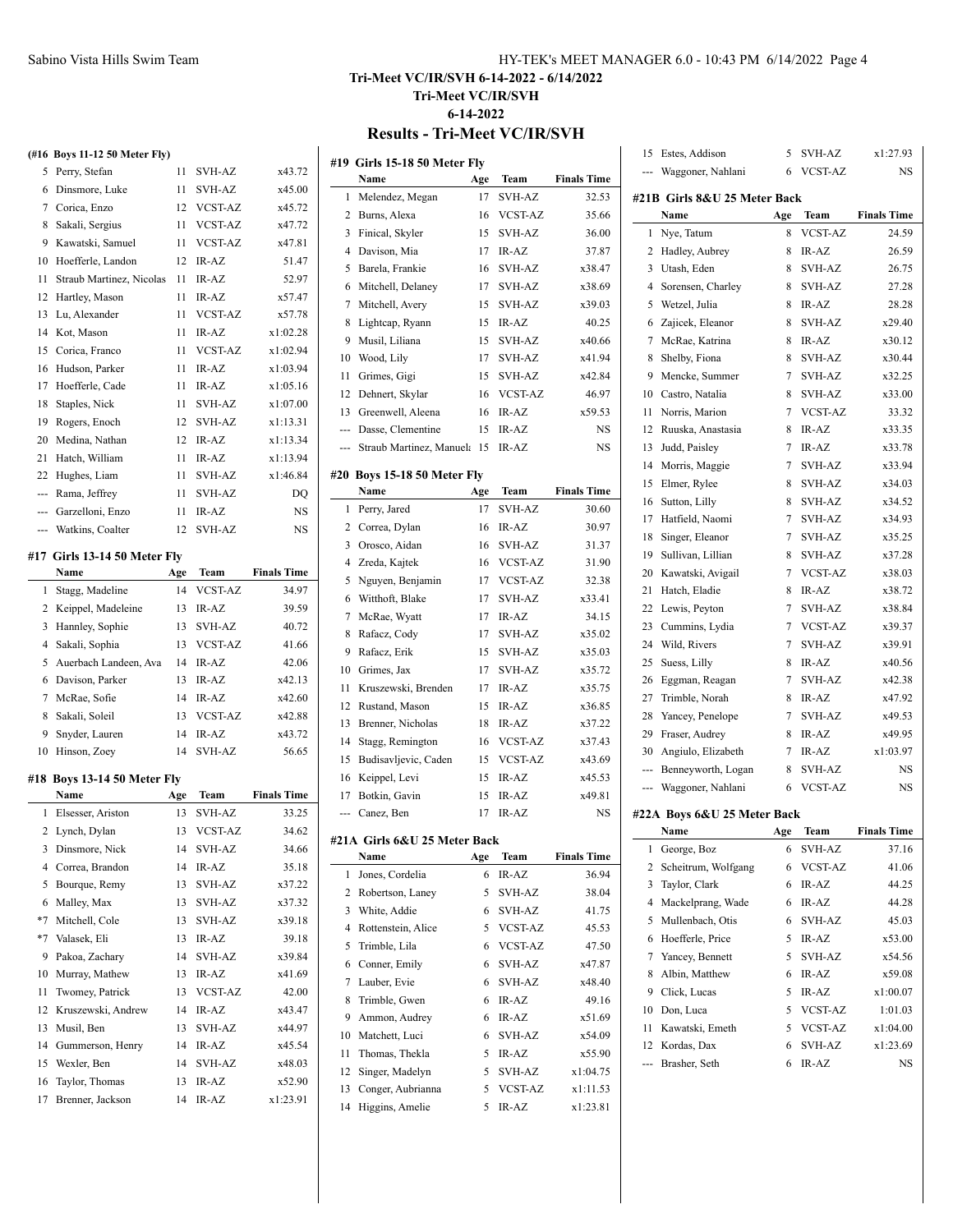# Tri-Meet VC/IR/SVH 6-14-2022 - 6/14/2022

## Tri-Meet VC/IR/SVH

### 6-14-2022

## Results - Tri-Meet VC/IR/SVH

### (#16 Boys 11-12 50 Meter Fly)

| | Name | Age | Team | Finals Time |
|---|---|---|---|---|
| 5 | Perry, Stefan | 11 | SVH-AZ | x43.72 |
| 6 | Dinsmore, Luke | 11 | SVH-AZ | x45.00 |
| 7 | Corica, Enzo | 12 | VCST-AZ | x45.72 |
| 8 | Sakali, Sergius | 11 | VCST-AZ | x47.72 |
| 9 | Kawatski, Samuel | 11 | VCST-AZ | x47.81 |
| 10 | Hoefferle, Landon | 12 | IR-AZ | 51.47 |
| 11 | Straub Martinez, Nicolas | 11 | IR-AZ | 52.97 |
| 12 | Hartley, Mason | 11 | IR-AZ | x57.47 |
| 13 | Lu, Alexander | 11 | VCST-AZ | x57.78 |
| 14 | Kot, Mason | 11 | IR-AZ | x1:02.28 |
| 15 | Corica, Franco | 11 | VCST-AZ | x1:02.94 |
| 16 | Hudson, Parker | 11 | IR-AZ | x1:03.94 |
| 17 | Hoefferle, Cade | 11 | IR-AZ | x1:05.16 |
| 18 | Staples, Nick | 11 | SVH-AZ | x1:07.00 |
| 19 | Rogers, Enoch | 12 | SVH-AZ | x1:13.31 |
| 20 | Medina, Nathan | 12 | IR-AZ | x1:13.34 |
| 21 | Hatch, William | 11 | IR-AZ | x1:13.94 |
| 22 | Hughes, Liam | 11 | SVH-AZ | x1:46.84 |
| --- | Rama, Jeffrey | 11 | SVH-AZ | DQ |
| --- | Garzelloni, Enzo | 11 | IR-AZ | NS |
| --- | Watkins, Coalter | 12 | SVH-AZ | NS |

### #17 Girls 13-14 50 Meter Fly

| | Name | Age | Team | Finals Time |
|---|---|---|---|---|
| 1 | Stagg, Madeline | 14 | VCST-AZ | 34.97 |
| 2 | Keippel, Madeleine | 13 | IR-AZ | 39.59 |
| 3 | Hannley, Sophie | 13 | SVH-AZ | 40.72 |
| 4 | Sakali, Sophia | 13 | VCST-AZ | 41.66 |
| 5 | Auerbach Landeen, Ava | 14 | IR-AZ | 42.06 |
| 6 | Davison, Parker | 13 | IR-AZ | x42.13 |
| 7 | McRae, Sofie | 14 | IR-AZ | x42.60 |
| 8 | Sakali, Soleil | 13 | VCST-AZ | x42.88 |
| 9 | Snyder, Lauren | 14 | IR-AZ | x43.72 |
| 10 | Hinson, Zoey | 14 | SVH-AZ | 56.65 |

### #18 Boys 13-14 50 Meter Fly

| | Name | Age | Team | Finals Time |
|---|---|---|---|---|
| 1 | Elsesser, Ariston | 13 | SVH-AZ | 33.25 |
| 2 | Lynch, Dylan | 13 | VCST-AZ | 34.62 |
| 3 | Dinsmore, Nick | 14 | SVH-AZ | 34.66 |
| 4 | Correa, Brandon | 14 | IR-AZ | 35.18 |
| 5 | Bourque, Remy | 13 | SVH-AZ | x37.22 |
| 6 | Malley, Max | 13 | SVH-AZ | x37.32 |
| *7 | Mitchell, Cole | 13 | SVH-AZ | x39.18 |
| *7 | Valasek, Eli | 13 | IR-AZ | 39.18 |
| 9 | Pakoa, Zachary | 14 | SVH-AZ | x39.84 |
| 10 | Murray, Mathew | 13 | IR-AZ | x41.69 |
| 11 | Twomey, Patrick | 13 | VCST-AZ | 42.00 |
| 12 | Kruszewski, Andrew | 14 | IR-AZ | x43.47 |
| 13 | Musil, Ben | 13 | SVH-AZ | x44.97 |
| 14 | Gummerson, Henry | 14 | IR-AZ | x45.54 |
| 15 | Wexler, Ben | 14 | SVH-AZ | x48.03 |
| 16 | Taylor, Thomas | 13 | IR-AZ | x52.90 |
| 17 | Brenner, Jackson | 14 | IR-AZ | x1:23.91 |

### #19 Girls 15-18 50 Meter Fly

| | Name | Age | Team | Finals Time |
|---|---|---|---|---|
| 1 | Melendez, Megan | 17 | SVH-AZ | 32.53 |
| 2 | Burns, Alexa | 16 | VCST-AZ | 35.66 |
| 3 | Finical, Skyler | 15 | SVH-AZ | 36.00 |
| 4 | Davison, Mia | 17 | IR-AZ | 37.87 |
| 5 | Barela, Frankie | 16 | SVH-AZ | x38.47 |
| 6 | Mitchell, Delaney | 17 | SVH-AZ | x38.69 |
| 7 | Mitchell, Avery | 15 | SVH-AZ | x39.03 |
| 8 | Lightcap, Ryann | 15 | IR-AZ | 40.25 |
| 9 | Musil, Liliana | 15 | SVH-AZ | x40.66 |
| 10 | Wood, Lily | 17 | SVH-AZ | x41.94 |
| 11 | Grimes, Gigi | 15 | SVH-AZ | x42.84 |
| 12 | Dehnert, Skylar | 16 | VCST-AZ | 46.97 |
| 13 | Greenwell, Aleena | 16 | IR-AZ | x59.53 |
| --- | Dasse, Clementine | 15 | IR-AZ | NS |
| --- | Straub Martinez, Manuela | 15 | IR-AZ | NS |

### #20 Boys 15-18 50 Meter Fly

| | Name | Age | Team | Finals Time |
|---|---|---|---|---|
| 1 | Perry, Jared | 17 | SVH-AZ | 30.60 |
| 2 | Correa, Dylan | 16 | IR-AZ | 30.97 |
| 3 | Orosco, Aidan | 16 | SVH-AZ | 31.37 |
| 4 | Zreda, Kajtek | 16 | VCST-AZ | 31.90 |
| 5 | Nguyen, Benjamin | 17 | VCST-AZ | 32.38 |
| 6 | Witthoft, Blake | 17 | SVH-AZ | x33.41 |
| 7 | McRae, Wyatt | 17 | IR-AZ | 34.15 |
| 8 | Rafacz, Cody | 17 | SVH-AZ | x35.02 |
| 9 | Rafacz, Erik | 15 | SVH-AZ | x35.03 |
| 10 | Grimes, Jax | 17 | SVH-AZ | x35.72 |
| 11 | Kruszewski, Brenden | 17 | IR-AZ | x35.75 |
| 12 | Rustand, Mason | 15 | IR-AZ | x36.85 |
| 13 | Brenner, Nicholas | 18 | IR-AZ | x37.22 |
| 14 | Stagg, Remington | 16 | VCST-AZ | x37.43 |
| 15 | Budisavljevic, Caden | 15 | VCST-AZ | x43.69 |
| 16 | Keippel, Levi | 15 | IR-AZ | x45.53 |
| 17 | Botkin, Gavin | 15 | IR-AZ | x49.81 |
| --- | Canez, Ben | 17 | IR-AZ | NS |

### #21A Girls 6&U 25 Meter Back

| | Name | Age | Team | Finals Time |
|---|---|---|---|---|
| 1 | Jones, Cordelia | 6 | IR-AZ | 36.94 |
| 2 | Robertson, Laney | 5 | SVH-AZ | 38.04 |
| 3 | White, Addie | 6 | SVH-AZ | 41.75 |
| 4 | Rottenstein, Alice | 5 | VCST-AZ | 45.53 |
| 5 | Trimble, Lila | 6 | VCST-AZ | 47.50 |
| 6 | Conner, Emily | 6 | SVH-AZ | x47.87 |
| 7 | Lauber, Evie | 6 | SVH-AZ | x48.40 |
| 8 | Trimble, Gwen | 6 | IR-AZ | 49.16 |
| 9 | Ammon, Audrey | 6 | IR-AZ | x51.69 |
| 10 | Matchett, Luci | 6 | SVH-AZ | x54.09 |
| 11 | Thomas, Thekla | 5 | IR-AZ | x55.90 |
| 12 | Singer, Madelyn | 5 | SVH-AZ | x1:04.75 |
| 13 | Conger, Aubrianna | 5 | VCST-AZ | x1:11.53 |
| 14 | Higgins, Amelie | 5 | IR-AZ | x1:23.81 |
| 15 | Estes, Addison | 5 | SVH-AZ | x1:27.93 |
| --- | Waggoner, Nahlani | 6 | VCST-AZ | NS |

### #21B Girls 8&U 25 Meter Back

| | Name | Age | Team | Finals Time |
|---|---|---|---|---|
| 1 | Nye, Tatum | 8 | VCST-AZ | 24.59 |
| 2 | Hadley, Aubrey | 8 | IR-AZ | 26.59 |
| 3 | Utash, Eden | 8 | SVH-AZ | 26.75 |
| 4 | Sorensen, Charley | 8 | SVH-AZ | 27.28 |
| 5 | Wetzel, Julia | 8 | IR-AZ | 28.28 |
| 6 | Zajicek, Eleanor | 8 | SVH-AZ | x29.40 |
| 7 | McRae, Katrina | 8 | IR-AZ | x30.12 |
| 8 | Shelby, Fiona | 8 | SVH-AZ | x30.44 |
| 9 | Mencke, Summer | 7 | SVH-AZ | x32.25 |
| 10 | Castro, Natalia | 8 | SVH-AZ | x33.00 |
| 11 | Norris, Marion | 7 | VCST-AZ | 33.32 |
| 12 | Ruuska, Anastasia | 8 | IR-AZ | x33.35 |
| 13 | Judd, Paisley | 7 | IR-AZ | x33.78 |
| 14 | Morris, Maggie | 7 | SVH-AZ | x33.94 |
| 15 | Elmer, Rylee | 8 | SVH-AZ | x34.03 |
| 16 | Sutton, Lilly | 8 | SVH-AZ | x34.52 |
| 17 | Hatfield, Naomi | 7 | SVH-AZ | x34.93 |
| 18 | Singer, Eleanor | 7 | SVH-AZ | x35.25 |
| 19 | Sullivan, Lillian | 8 | SVH-AZ | x37.28 |
| 20 | Kawatski, Avigail | 7 | VCST-AZ | x38.03 |
| 21 | Hatch, Eladie | 8 | IR-AZ | x38.72 |
| 22 | Lewis, Peyton | 7 | SVH-AZ | x38.84 |
| 23 | Cummins, Lydia | 7 | VCST-AZ | x39.37 |
| 24 | Wild, Rivers | 7 | SVH-AZ | x39.91 |
| 25 | Suess, Lilly | 8 | IR-AZ | x40.56 |
| 26 | Eggman, Reagan | 7 | SVH-AZ | x42.38 |
| 27 | Trimble, Norah | 8 | IR-AZ | x47.92 |
| 28 | Yancey, Penelope | 7 | SVH-AZ | x49.53 |
| 29 | Fraser, Audrey | 8 | IR-AZ | x49.95 |
| 30 | Angiulo, Elizabeth | 7 | IR-AZ | x1:03.97 |
| --- | Benneyworth, Logan | 8 | SVH-AZ | NS |
| --- | Waggoner, Nahlani | 6 | VCST-AZ | NS |

### #22A Boys 6&U 25 Meter Back

| | Name | Age | Team | Finals Time |
|---|---|---|---|---|
| 1 | George, Boz | 6 | SVH-AZ | 37.16 |
| 2 | Scheitrum, Wolfgang | 6 | VCST-AZ | 41.06 |
| 3 | Taylor, Clark | 6 | IR-AZ | 44.25 |
| 4 | Mackelprang, Wade | 6 | IR-AZ | 44.28 |
| 5 | Mullenbach, Otis | 6 | SVH-AZ | 45.03 |
| 6 | Hoefferle, Price | 5 | IR-AZ | x53.00 |
| 7 | Yancey, Bennett | 5 | SVH-AZ | x54.56 |
| 8 | Albin, Matthew | 6 | IR-AZ | x59.08 |
| 9 | Click, Lucas | 5 | IR-AZ | x1:00.07 |
| 10 | Don, Luca | 5 | VCST-AZ | 1:01.03 |
| 11 | Kawatski, Emeth | 5 | VCST-AZ | x1:04.00 |
| 12 | Kordas, Dax | 6 | SVH-AZ | x1:23.69 |
| --- | Brasher, Seth | 6 | IR-AZ | NS |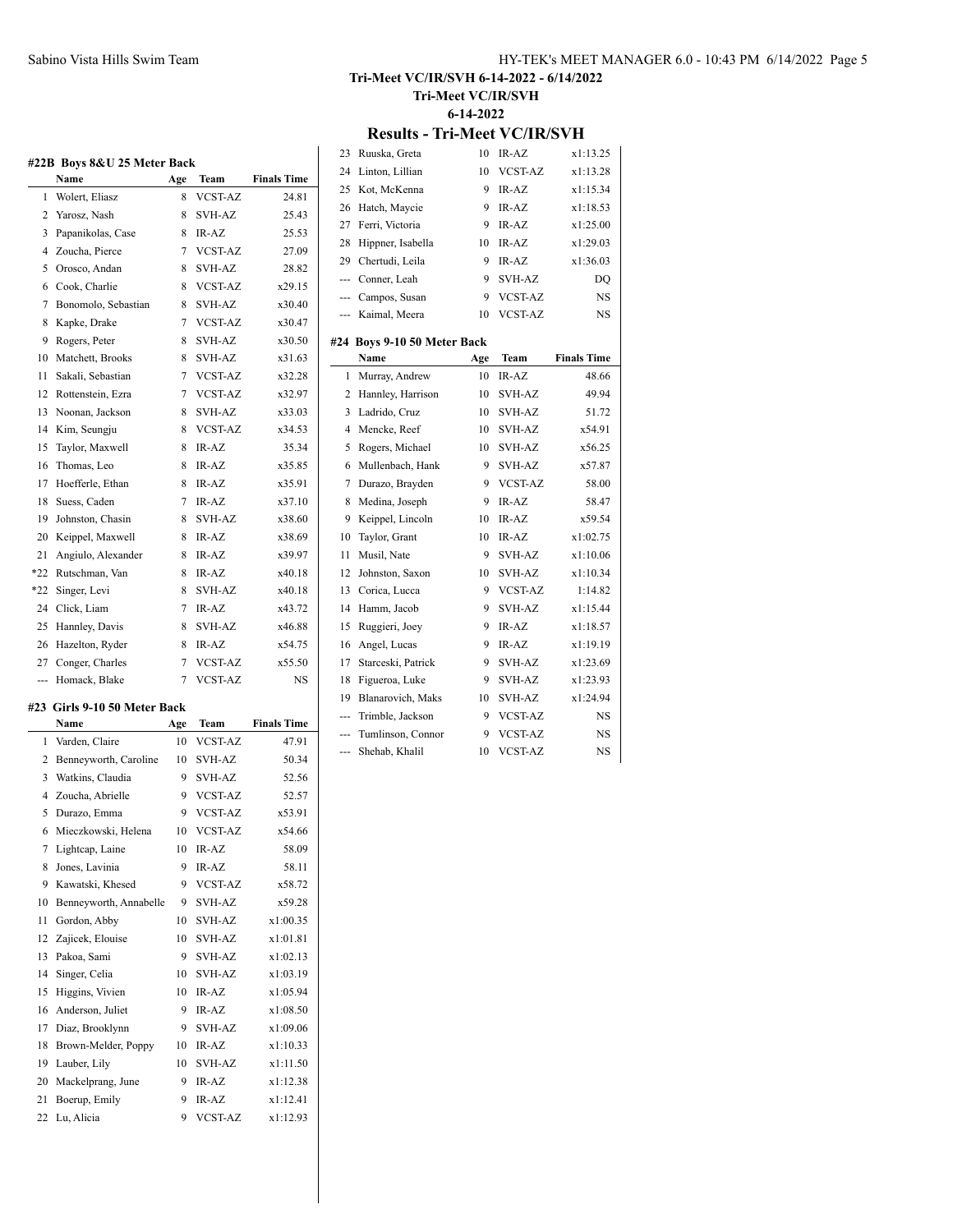# Sabino Vista Hills Swim Team

**Tri-Meet VC/IR/SVH 6-14-2022 - 6/14/2022**
**Tri-Meet VC/IR/SVH**
**6-14-2022**

## Results - Tri-Meet VC/IR/SVH

### #22B Boys 8&U 25 Meter Back

| | Name | Age | Team | Finals Time |
|---|---|---|---|---|
| 1 | Wolert, Eliasz | 8 | VCST-AZ | 24.81 |
| 2 | Yarosz, Nash | 8 | SVH-AZ | 25.43 |
| 3 | Papanikolas, Case | 8 | IR-AZ | 25.53 |
| 4 | Zoucha, Pierce | 7 | VCST-AZ | 27.09 |
| 5 | Orosco, Andan | 8 | SVH-AZ | 28.82 |
| 6 | Cook, Charlie | 8 | VCST-AZ | x29.15 |
| 7 | Bonomolo, Sebastian | 8 | SVH-AZ | x30.40 |
| 8 | Kapke, Drake | 7 | VCST-AZ | x30.47 |
| 9 | Rogers, Peter | 8 | SVH-AZ | x30.50 |
| 10 | Matchett, Brooks | 8 | SVH-AZ | x31.63 |
| 11 | Sakali, Sebastian | 7 | VCST-AZ | x32.28 |
| 12 | Rottenstein, Ezra | 7 | VCST-AZ | x32.97 |
| 13 | Noonan, Jackson | 8 | SVH-AZ | x33.03 |
| 14 | Kim, Seungju | 8 | VCST-AZ | x34.53 |
| 15 | Taylor, Maxwell | 8 | IR-AZ | 35.34 |
| 16 | Thomas, Leo | 8 | IR-AZ | x35.85 |
| 17 | Hoefferle, Ethan | 8 | IR-AZ | x35.91 |
| 18 | Suess, Caden | 7 | IR-AZ | x37.10 |
| 19 | Johnston, Chasin | 8 | SVH-AZ | x38.60 |
| 20 | Keippel, Maxwell | 8 | IR-AZ | x38.69 |
| 21 | Angiulo, Alexander | 8 | IR-AZ | x39.97 |
| *22 | Rutschman, Van | 8 | IR-AZ | x40.18 |
| *22 | Singer, Levi | 8 | SVH-AZ | x40.18 |
| 24 | Click, Liam | 7 | IR-AZ | x43.72 |
| 25 | Hannley, Davis | 8 | SVH-AZ | x46.88 |
| 26 | Hazelton, Ryder | 8 | IR-AZ | x54.75 |
| 27 | Conger, Charles | 7 | VCST-AZ | x55.50 |
| --- | Homack, Blake | 7 | VCST-AZ | NS |

### #23 Girls 9-10 50 Meter Back

| | Name | Age | Team | Finals Time |
|---|---|---|---|---|
| 1 | Varden, Claire | 10 | VCST-AZ | 47.91 |
| 2 | Benneyworth, Caroline | 10 | SVH-AZ | 50.34 |
| 3 | Watkins, Claudia | 9 | SVH-AZ | 52.56 |
| 4 | Zoucha, Abrielle | 9 | VCST-AZ | 52.57 |
| 5 | Durazo, Emma | 9 | VCST-AZ | x53.91 |
| 6 | Mieczkowski, Helena | 10 | VCST-AZ | x54.66 |
| 7 | Lightcap, Laine | 10 | IR-AZ | 58.09 |
| 8 | Jones, Lavinia | 9 | IR-AZ | 58.11 |
| 9 | Kawatski, Khesed | 9 | VCST-AZ | x58.72 |
| 10 | Benneyworth, Annabelle | 9 | SVH-AZ | x59.28 |
| 11 | Gordon, Abby | 10 | SVH-AZ | x1:00.35 |
| 12 | Zajicek, Elouise | 10 | SVH-AZ | x1:01.81 |
| 13 | Pakoa, Sami | 9 | SVH-AZ | x1:02.13 |
| 14 | Singer, Celia | 10 | SVH-AZ | x1:03.19 |
| 15 | Higgins, Vivien | 10 | IR-AZ | x1:05.94 |
| 16 | Anderson, Juliet | 9 | IR-AZ | x1:08.50 |
| 17 | Diaz, Brooklynn | 9 | SVH-AZ | x1:09.06 |
| 18 | Brown-Melder, Poppy | 10 | IR-AZ | x1:10.33 |
| 19 | Lauber, Lily | 10 | SVH-AZ | x1:11.50 |
| 20 | Mackelprang, June | 9 | IR-AZ | x1:12.38 |
| 21 | Boerup, Emily | 9 | IR-AZ | x1:12.41 |
| 22 | Lu, Alicia | 9 | VCST-AZ | x1:12.93 |
| 23 | Ruuska, Greta | 10 | IR-AZ | x1:13.25 |
| 24 | Linton, Lillian | 10 | VCST-AZ | x1:13.28 |
| 25 | Kot, McKenna | 9 | IR-AZ | x1:15.34 |
| 26 | Hatch, Maycie | 9 | IR-AZ | x1:18.53 |
| 27 | Ferri, Victoria | 9 | IR-AZ | x1:25.00 |
| 28 | Hippner, Isabella | 10 | IR-AZ | x1:29.03 |
| 29 | Chertudi, Leila | 9 | IR-AZ | x1:36.03 |
| --- | Conner, Leah | 9 | SVH-AZ | DQ |
| --- | Campos, Susan | 9 | VCST-AZ | NS |
| --- | Kaimal, Meera | 10 | VCST-AZ | NS |

### #24 Boys 9-10 50 Meter Back

| | Name | Age | Team | Finals Time |
|---|---|---|---|---|
| 1 | Murray, Andrew | 10 | IR-AZ | 48.66 |
| 2 | Hannley, Harrison | 10 | SVH-AZ | 49.94 |
| 3 | Ladrido, Cruz | 10 | SVH-AZ | 51.72 |
| 4 | Mencke, Reef | 10 | SVH-AZ | x54.91 |
| 5 | Rogers, Michael | 10 | SVH-AZ | x56.25 |
| 6 | Mullenbach, Hank | 9 | SVH-AZ | x57.87 |
| 7 | Durazo, Brayden | 9 | VCST-AZ | 58.00 |
| 8 | Medina, Joseph | 9 | IR-AZ | 58.47 |
| 9 | Keippel, Lincoln | 10 | IR-AZ | x59.54 |
| 10 | Taylor, Grant | 10 | IR-AZ | x1:02.75 |
| 11 | Musil, Nate | 9 | SVH-AZ | x1:10.06 |
| 12 | Johnston, Saxon | 10 | SVH-AZ | x1:10.34 |
| 13 | Corica, Lucca | 9 | VCST-AZ | 1:14.82 |
| 14 | Hamm, Jacob | 9 | SVH-AZ | x1:15.44 |
| 15 | Ruggieri, Joey | 9 | IR-AZ | x1:18.57 |
| 16 | Angel, Lucas | 9 | IR-AZ | x1:19.19 |
| 17 | Starceski, Patrick | 9 | SVH-AZ | x1:23.69 |
| 18 | Figueroa, Luke | 9 | SVH-AZ | x1:23.93 |
| 19 | Blanarovich, Maks | 10 | SVH-AZ | x1:24.94 |
| --- | Trimble, Jackson | 9 | VCST-AZ | NS |
| --- | Tumlinson, Connor | 9 | VCST-AZ | NS |
| --- | Shehab, Khalil | 10 | VCST-AZ | NS |